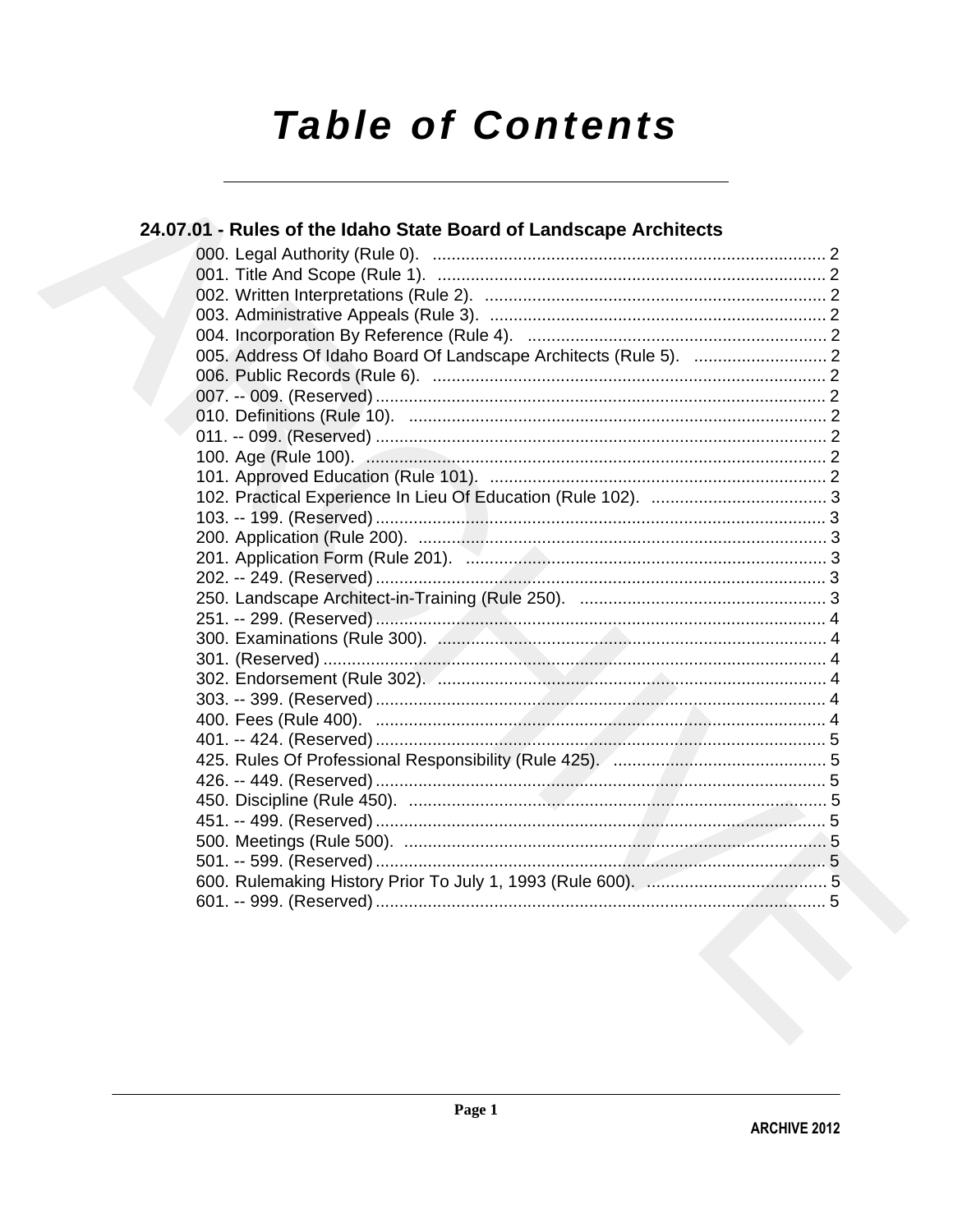# Table of Contents

## 24.07.01 - Rules of the Idaho State Board of Landscape Architects

000. Legal Authority (Rule 0). .................................................................................. 2
001. Title And Scope (Rule 1). .................................................................................. 2
002. Written Interpretations (Rule 2). ........................................................................ 2
003. Administrative Appeals (Rule 3). ....................................................................... 2
004. Incorporation By Reference (Rule 4). ............................................................... 2
005. Address Of Idaho Board Of Landscape Architects (Rule 5). ............................ 2
006. Public Records (Rule 6). .................................................................................. 2
007. -- 009. (Reserved) .............................................................................................. 2
010. Definitions (Rule 10). ........................................................................................ 2
011. -- 099. (Reserved) .............................................................................................. 2
100. Age (Rule 100). ................................................................................................. 2
101. Approved Education (Rule 101). ....................................................................... 2
102. Practical Experience In Lieu Of Education (Rule 102). ..................................... 3
103. -- 199. (Reserved) .............................................................................................. 3
200. Application (Rule 200). ...................................................................................... 3
201. Application Form (Rule 201). ............................................................................ 3
202. -- 249. (Reserved) .............................................................................................. 3
250. Landscape Architect-in-Training (Rule 250). .................................................... 3
251. -- 299. (Reserved) .............................................................................................. 4
300. Examinations (Rule 300). .................................................................................. 4
301. (Reserved) .......................................................................................................... 4
302. Endorsement (Rule 302). .................................................................................. 4
303. -- 399. (Reserved) .............................................................................................. 4
400. Fees (Rule 400). ................................................................................................ 4
401. -- 424. (Reserved) .............................................................................................. 5
425. Rules Of Professional Responsibility (Rule 425). ............................................. 5
426. -- 449. (Reserved) .............................................................................................. 5
450. Discipline (Rule 450). ........................................................................................ 5
451. -- 499. (Reserved) .............................................................................................. 5
500. Meetings (Rule 500). ......................................................................................... 5
501. -- 599. (Reserved) .............................................................................................. 5
600. Rulemaking History Prior To July 1, 1993 (Rule 600). ...................................... 5
601. -- 999. (Reserved) .............................................................................................. 5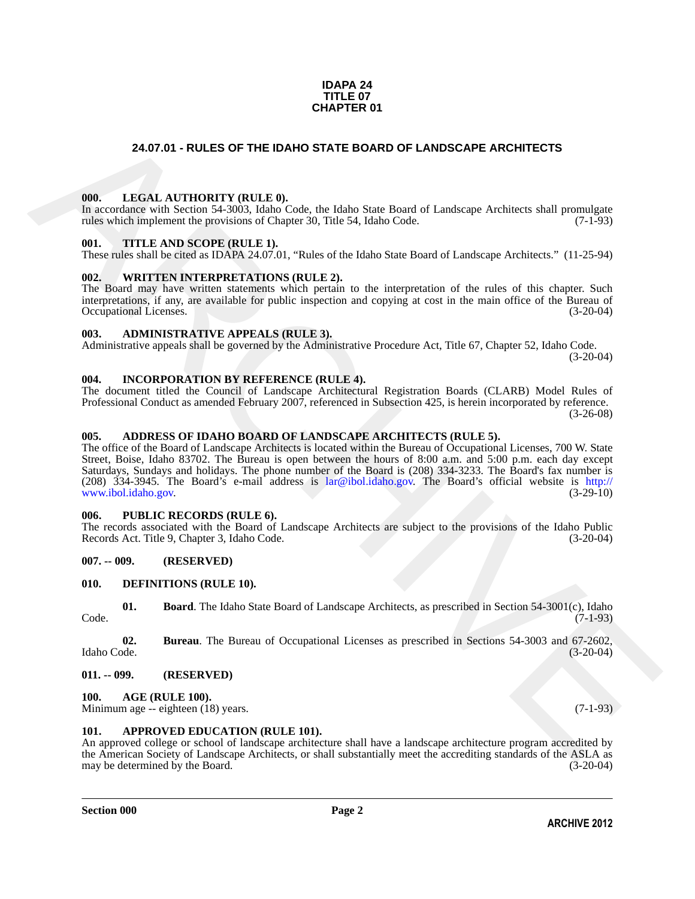**IDAPA 24**
**TITLE 07**
**CHAPTER 01**

# 24.07.01 - RULES OF THE IDAHO STATE BOARD OF LANDSCAPE ARCHITECTS

### 000. LEGAL AUTHORITY (RULE 0).

In accordance with Section 54-3003, Idaho Code, the Idaho State Board of Landscape Architects shall promulgate rules which implement the provisions of Chapter 30, Title 54, Idaho Code. (7-1-93)

### 001. TITLE AND SCOPE (RULE 1).

These rules shall be cited as IDAPA 24.07.01, "Rules of the Idaho State Board of Landscape Architects." (11-25-94)

### 002. WRITTEN INTERPRETATIONS (RULE 2).

The Board may have written statements which pertain to the interpretation of the rules of this chapter. Such interpretations, if any, are available for public inspection and copying at cost in the main office of the Bureau of Occupational Licenses. (3-20-04)

### 003. ADMINISTRATIVE APPEALS (RULE 3).

Administrative appeals shall be governed by the Administrative Procedure Act, Title 67, Chapter 52, Idaho Code. (3-20-04)

### 004. INCORPORATION BY REFERENCE (RULE 4).

The document titled the Council of Landscape Architectural Registration Boards (CLARB) Model Rules of Professional Conduct as amended February 2007, referenced in Subsection 425, is herein incorporated by reference. (3-26-08)

### 005. ADDRESS OF IDAHO BOARD OF LANDSCAPE ARCHITECTS (RULE 5).

The office of the Board of Landscape Architects is located within the Bureau of Occupational Licenses, 700 W. State Street, Boise, Idaho 83702. The Bureau is open between the hours of 8:00 a.m. and 5:00 p.m. each day except Saturdays, Sundays and holidays. The phone number of the Board is (208) 334-3233. The Board's fax number is (208) 334-3945. The Board's e-mail address is lar@ibol.idaho.gov. The Board's official website is http://www.ibol.idaho.gov. (3-29-10)

### 006. PUBLIC RECORDS (RULE 6).

The records associated with the Board of Landscape Architects are subject to the provisions of the Idaho Public Records Act. Title 9, Chapter 3, Idaho Code. (3-20-04)

### 007. -- 009. (RESERVED)

### 010. DEFINITIONS (RULE 10).

**01. Board**. The Idaho State Board of Landscape Architects, as prescribed in Section 54-3001(c), Idaho Code. (7-1-93)

**02. Bureau**. The Bureau of Occupational Licenses as prescribed in Sections 54-3003 and 67-2602, Idaho Code. (3-20-04)

### 011. -- 099. (RESERVED)

### 100. AGE (RULE 100).

Minimum age -- eighteen (18) years. (7-1-93)

### 101. APPROVED EDUCATION (RULE 101).

An approved college or school of landscape architecture shall have a landscape architecture program accredited by the American Society of Landscape Architects, or shall substantially meet the accrediting standards of the ASLA as may be determined by the Board. (3-20-04)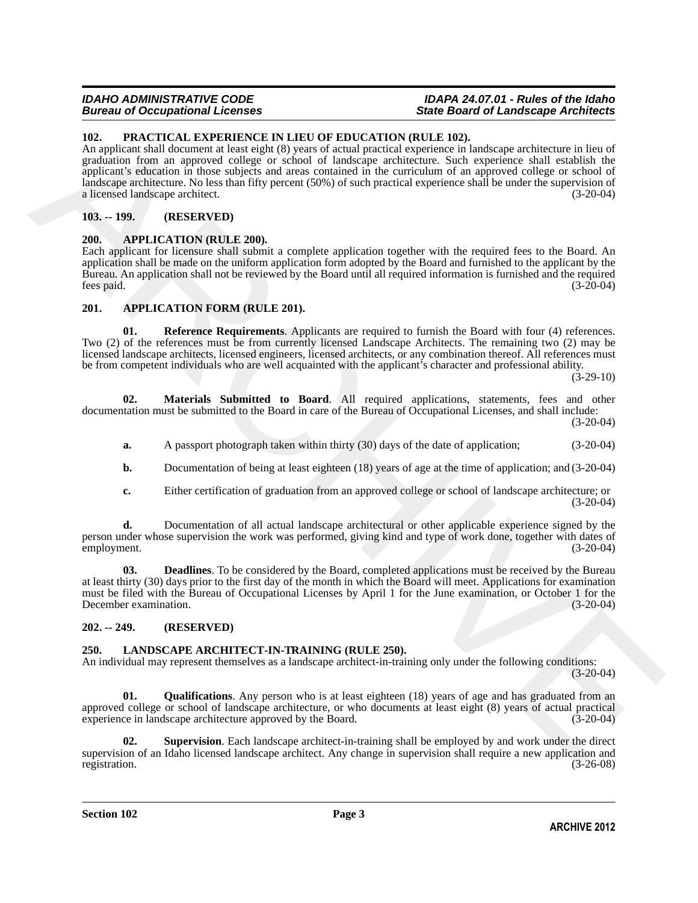## 102. PRACTICAL EXPERIENCE IN LIEU OF EDUCATION (RULE 102).

An applicant shall document at least eight (8) years of actual practical experience in landscape architecture in lieu of graduation from an approved college or school of landscape architecture. Such experience shall establish the applicant's education in those subjects and areas contained in the curriculum of an approved college or school of landscape architecture. No less than fifty percent (50%) of such practical experience shall be under the supervision of a licensed landscape architect. (3-20-04)

## 103. -- 199. (RESERVED)

## 200. APPLICATION (RULE 200).

Each applicant for licensure shall submit a complete application together with the required fees to the Board. An application shall be made on the uniform application form adopted by the Board and furnished to the applicant by the Bureau. An application shall not be reviewed by the Board until all required information is furnished and the required fees paid. (3-20-04)

## 201. APPLICATION FORM (RULE 201).

**01. Reference Requirements**. Applicants are required to furnish the Board with four (4) references. Two (2) of the references must be from currently licensed Landscape Architects. The remaining two (2) may be licensed landscape architects, licensed engineers, licensed architects, or any combination thereof. All references must be from competent individuals who are well acquainted with the applicant's character and professional ability. (3-29-10)

**02. Materials Submitted to Board**. All required applications, statements, fees and other documentation must be submitted to the Board in care of the Bureau of Occupational Licenses, and shall include: (3-20-04)

**a.** A passport photograph taken within thirty (30) days of the date of application; (3-20-04)

**b.** Documentation of being at least eighteen (18) years of age at the time of application; and (3-20-04)

**c.** Either certification of graduation from an approved college or school of landscape architecture; or (3-20-04)

**d.** Documentation of all actual landscape architectural or other applicable experience signed by the person under whose supervision the work was performed, giving kind and type of work done, together with dates of employment. (3-20-04)

**03. Deadlines**. To be considered by the Board, completed applications must be received by the Bureau at least thirty (30) days prior to the first day of the month in which the Board will meet. Applications for examination must be filed with the Bureau of Occupational Licenses by April 1 for the June examination, or October 1 for the December examination. (3-20-04)

## 202. -- 249. (RESERVED)

## 250. LANDSCAPE ARCHITECT-IN-TRAINING (RULE 250).

An individual may represent themselves as a landscape architect-in-training only under the following conditions: (3-20-04)

**01. Qualifications**. Any person who is at least eighteen (18) years of age and has graduated from an approved college or school of landscape architecture, or who documents at least eight (8) years of actual practical experience in landscape architecture approved by the Board. (3-20-04)

**02. Supervision**. Each landscape architect-in-training shall be employed by and work under the direct supervision of an Idaho licensed landscape architect. Any change in supervision shall require a new application and registration. (3-26-08)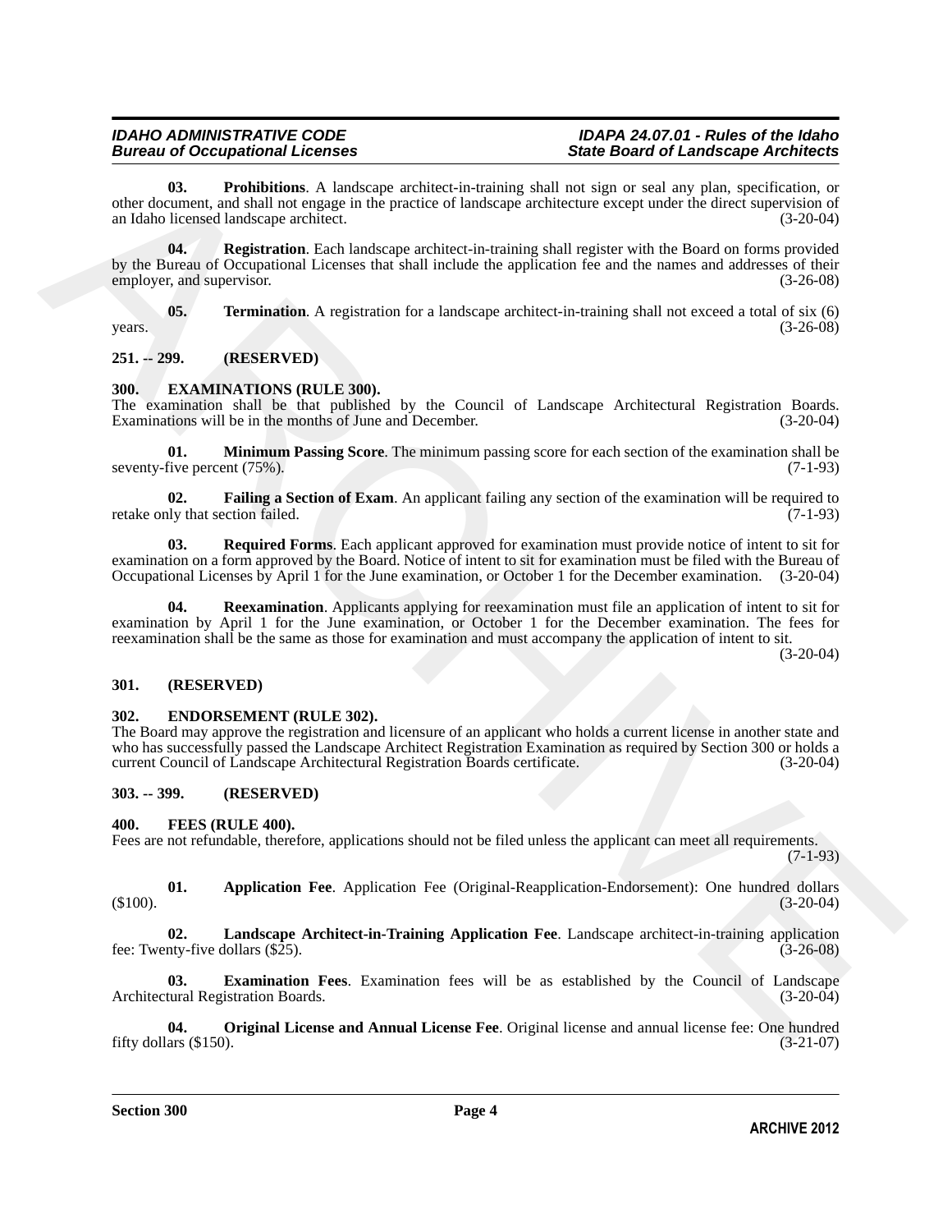**03. Prohibitions**. A landscape architect-in-training shall not sign or seal any plan, specification, or other document, and shall not engage in the practice of landscape architecture except under the direct supervision of an Idaho licensed landscape architect. (3-20-04)

**04. Registration**. Each landscape architect-in-training shall register with the Board on forms provided by the Bureau of Occupational Licenses that shall include the application fee and the names and addresses of their employer, and supervisor. (3-26-08)

**05. Termination**. A registration for a landscape architect-in-training shall not exceed a total of six (6) years. (3-26-08)

## 251. -- 299. (RESERVED)

## 300. EXAMINATIONS (RULE 300).

The examination shall be that published by the Council of Landscape Architectural Registration Boards. Examinations will be in the months of June and December. (3-20-04)

**01. Minimum Passing Score**. The minimum passing score for each section of the examination shall be seventy-five percent (75%). (7-1-93)

**02. Failing a Section of Exam**. An applicant failing any section of the examination will be required to retake only that section failed. (7-1-93)

**03. Required Forms**. Each applicant approved for examination must provide notice of intent to sit for examination on a form approved by the Board. Notice of intent to sit for examination must be filed with the Bureau of Occupational Licenses by April 1 for the June examination, or October 1 for the December examination. (3-20-04)

**04. Reexamination**. Applicants applying for reexamination must file an application of intent to sit for examination by April 1 for the June examination, or October 1 for the December examination. The fees for reexamination shall be the same as those for examination and must accompany the application of intent to sit. (3-20-04)

## 301. (RESERVED)

## 302. ENDORSEMENT (RULE 302).

The Board may approve the registration and licensure of an applicant who holds a current license in another state and who has successfully passed the Landscape Architect Registration Examination as required by Section 300 or holds a current Council of Landscape Architectural Registration Boards certificate. (3-20-04)

## 303. -- 399. (RESERVED)

## 400. FEES (RULE 400).

Fees are not refundable, therefore, applications should not be filed unless the applicant can meet all requirements. (7-1-93)

**01. Application Fee**. Application Fee (Original-Reapplication-Endorsement): One hundred dollars ($100). (3-20-04)

**02. Landscape Architect-in-Training Application Fee**. Landscape architect-in-training application fee: Twenty-five dollars ($25). (3-26-08)

**03. Examination Fees**. Examination fees will be as established by the Council of Landscape Architectural Registration Boards. (3-20-04)

**04. Original License and Annual License Fee**. Original license and annual license fee: One hundred fifty dollars ($150). (3-21-07)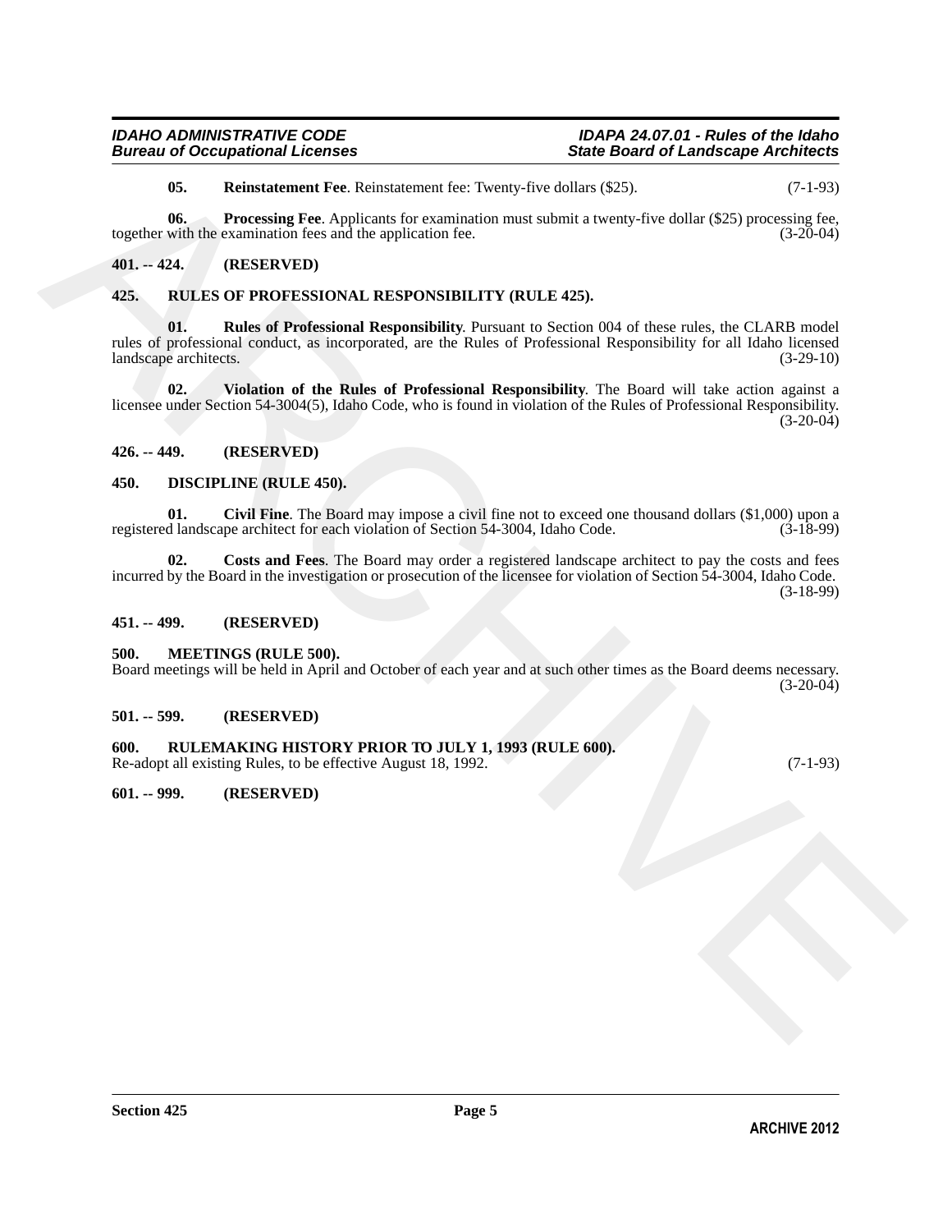**05. Reinstatement Fee**. Reinstatement fee: Twenty-five dollars ($25). (7-1-93)

**06. Processing Fee**. Applicants for examination must submit a twenty-five dollar ($25) processing fee, together with the examination fees and the application fee. (3-20-04)

## 401. -- 424. (RESERVED)

## 425. RULES OF PROFESSIONAL RESPONSIBILITY (RULE 425).

**01. Rules of Professional Responsibility**. Pursuant to Section 004 of these rules, the CLARB model rules of professional conduct, as incorporated, are the Rules of Professional Responsibility for all Idaho licensed landscape architects. (3-29-10)

**02. Violation of the Rules of Professional Responsibility**. The Board will take action against a licensee under Section 54-3004(5), Idaho Code, who is found in violation of the Rules of Professional Responsibility. (3-20-04)

## 426. -- 449. (RESERVED)

## 450. DISCIPLINE (RULE 450).

**01. Civil Fine**. The Board may impose a civil fine not to exceed one thousand dollars ($1,000) upon a registered landscape architect for each violation of Section 54-3004, Idaho Code. (3-18-99)

**02. Costs and Fees**. The Board may order a registered landscape architect to pay the costs and fees incurred by the Board in the investigation or prosecution of the licensee for violation of Section 54-3004, Idaho Code. (3-18-99)

## 451. -- 499. (RESERVED)

## 500. MEETINGS (RULE 500).

Board meetings will be held in April and October of each year and at such other times as the Board deems necessary. (3-20-04)

## 501. -- 599. (RESERVED)

## 600. RULEMAKING HISTORY PRIOR TO JULY 1, 1993 (RULE 600).

Re-adopt all existing Rules, to be effective August 18, 1992. (7-1-93)

## 601. -- 999. (RESERVED)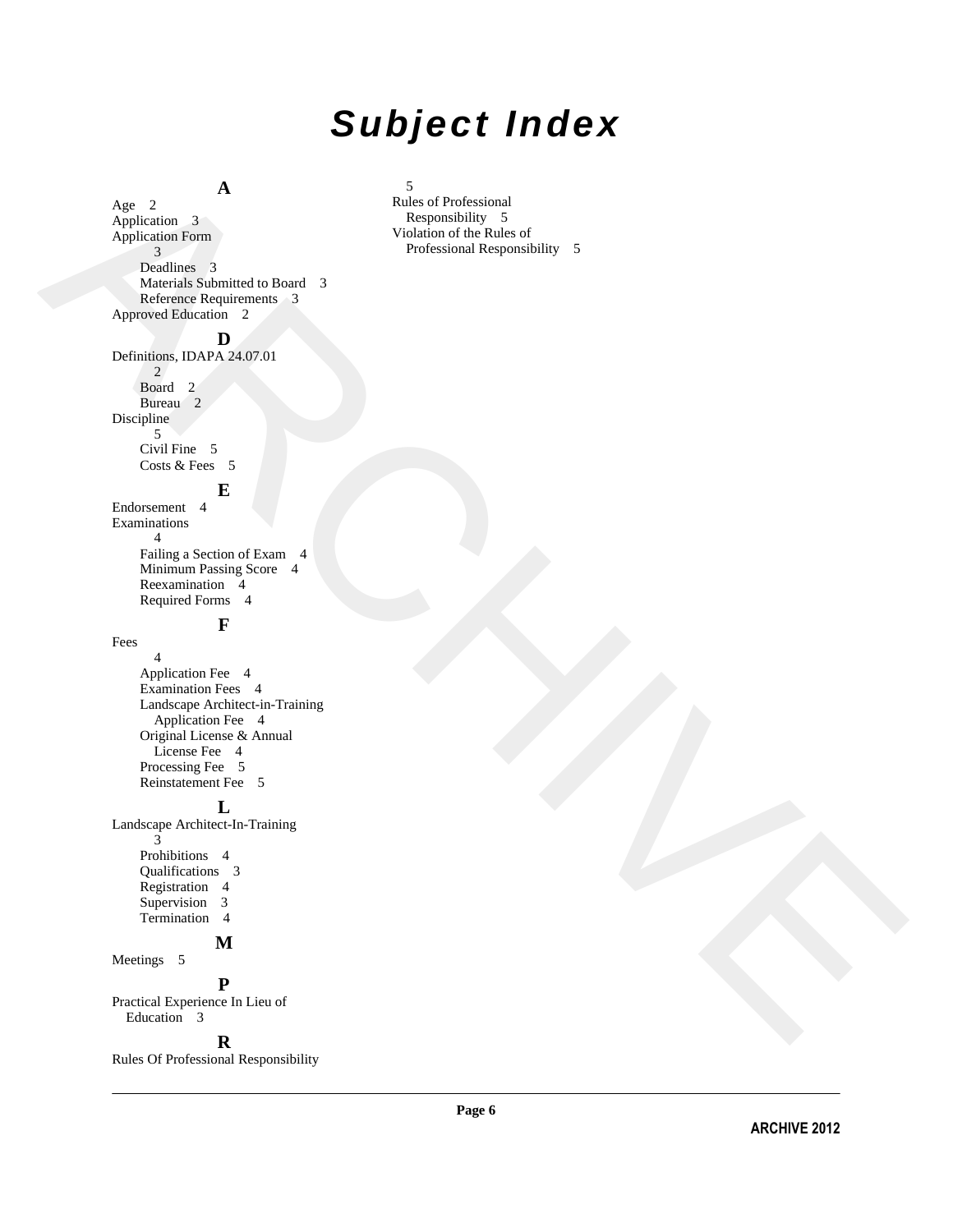# *Subject Index*

**A**

Age 2
Application 3
Application Form
3
- Deadlines 3
- Materials Submitted to Board 3
- Reference Requirements 3

Approved Education 2

**D**

Definitions, IDAPA 24.07.01
2
- Board 2
- Bureau 2

Discipline
5
- Civil Fine 5
- Costs & Fees 5

**E**

Endorsement 4
Examinations
4
- Failing a Section of Exam 4
- Minimum Passing Score 4
- Reexamination 4
- Required Forms 4

**F**

Fees
4
- Application Fee 4
- Examination Fees 4
- Landscape Architect-in-Training Application Fee 4
- Original License & Annual License Fee 4
- Processing Fee 5
- Reinstatement Fee 5

**L**

Landscape Architect-In-Training
3
- Prohibitions 4
- Qualifications 3
- Registration 4
- Supervision 3
- Termination 4

**M**

Meetings 5

**P**

Practical Experience In Lieu of Education 3

**R**

Rules Of Professional Responsibility
5
- Rules of Professional Responsibility 5
- Violation of the Rules of Professional Responsibility 5